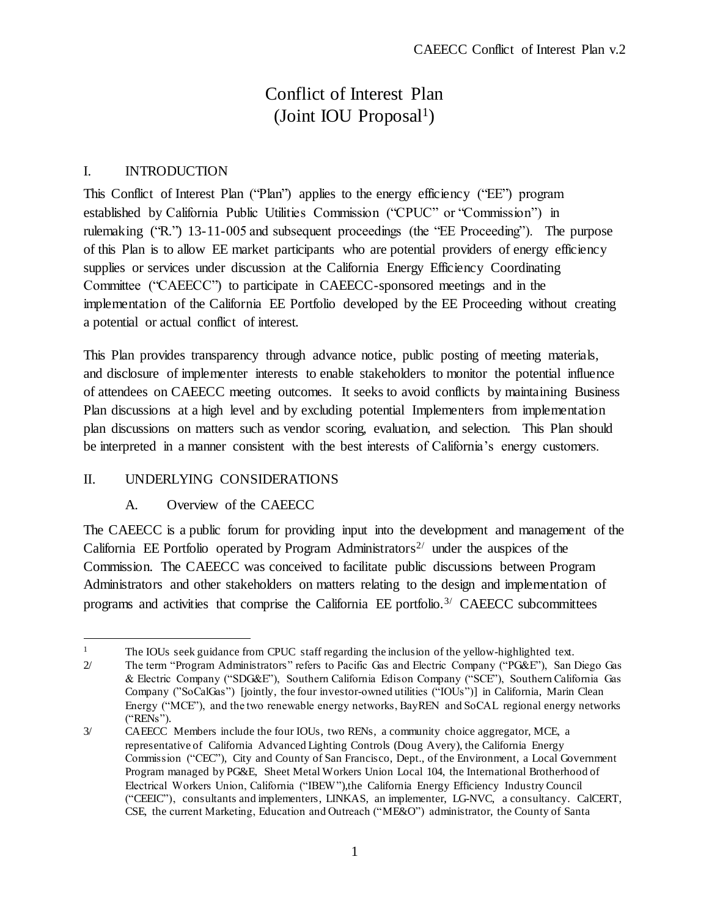# Conflict of Interest Plan
## (Joint IOU Proposal[1])

## I. INTRODUCTION

This Conflict of Interest Plan ("Plan") applies to the energy efficiency ("EE") program established by California Public Utilities Commission ("CPUC" or "Commission") in rulemaking ("R.") 13-11-005 and subsequent proceedings (the "EE Proceeding"). The purpose of this Plan is to allow EE market participants who are potential providers of energy efficiency supplies or services under discussion at the California Energy Efficiency Coordinating Committee ("CAEECC") to participate in CAEECC-sponsored meetings and in the implementation of the California EE Portfolio developed by the EE Proceeding without creating a potential or actual conflict of interest.

This Plan provides transparency through advance notice, public posting of meeting materials, and disclosure of implementer interests to enable stakeholders to monitor the potential influence of attendees on CAEECC meeting outcomes. It seeks to avoid conflicts by maintaining Business Plan discussions at a high level and by excluding potential Implementers from implementation plan discussions on matters such as vendor scoring, evaluation, and selection. This Plan should be interpreted in a manner consistent with the best interests of California's energy customers.

## II. UNDERLYING CONSIDERATIONS

### A. Overview of the CAEECC

The CAEECC is a public forum for providing input into the development and management of the California EE Portfolio operated by Program Administrators[2/] under the auspices of the Commission. The CAEECC was conceived to facilitate public discussions between Program Administrators and other stakeholders on matters relating to the design and implementation of programs and activities that comprise the California EE portfolio.[3/] CAEECC subcommittees

---

[1] The IOUs seek guidance from CPUC staff regarding the inclusion of the yellow-highlighted text.

2/ The term "Program Administrators" refers to Pacific Gas and Electric Company ("PG&E"), San Diego Gas & Electric Company ("SDG&E"), Southern California Edison Company ("SCE"), Southern California Gas Company ("SoCalGas") [jointly, the four investor-owned utilities ("IOUs")] in California, Marin Clean Energy ("MCE"), and the two renewable energy networks, BayREN and SoCAL regional energy networks ("RENs").

3/ CAEECC Members include the four IOUs, two RENs, a community choice aggregator, MCE, a representative of California Advanced Lighting Controls (Doug Avery), the California Energy Commission ("CEC"), City and County of San Francisco, Dept., of the Environment, a Local Government Program managed by PG&E, Sheet Metal Workers Union Local 104, the International Brotherhood of Electrical Workers Union, California ("IBEW"),the California Energy Efficiency Industry Council ("CEEIC"), consultants and implementers, LINKAS, an implementer, LG-NVC, a consultancy. CalCERT, CSE, the current Marketing, Education and Outreach ("ME&O") administrator, the County of Santa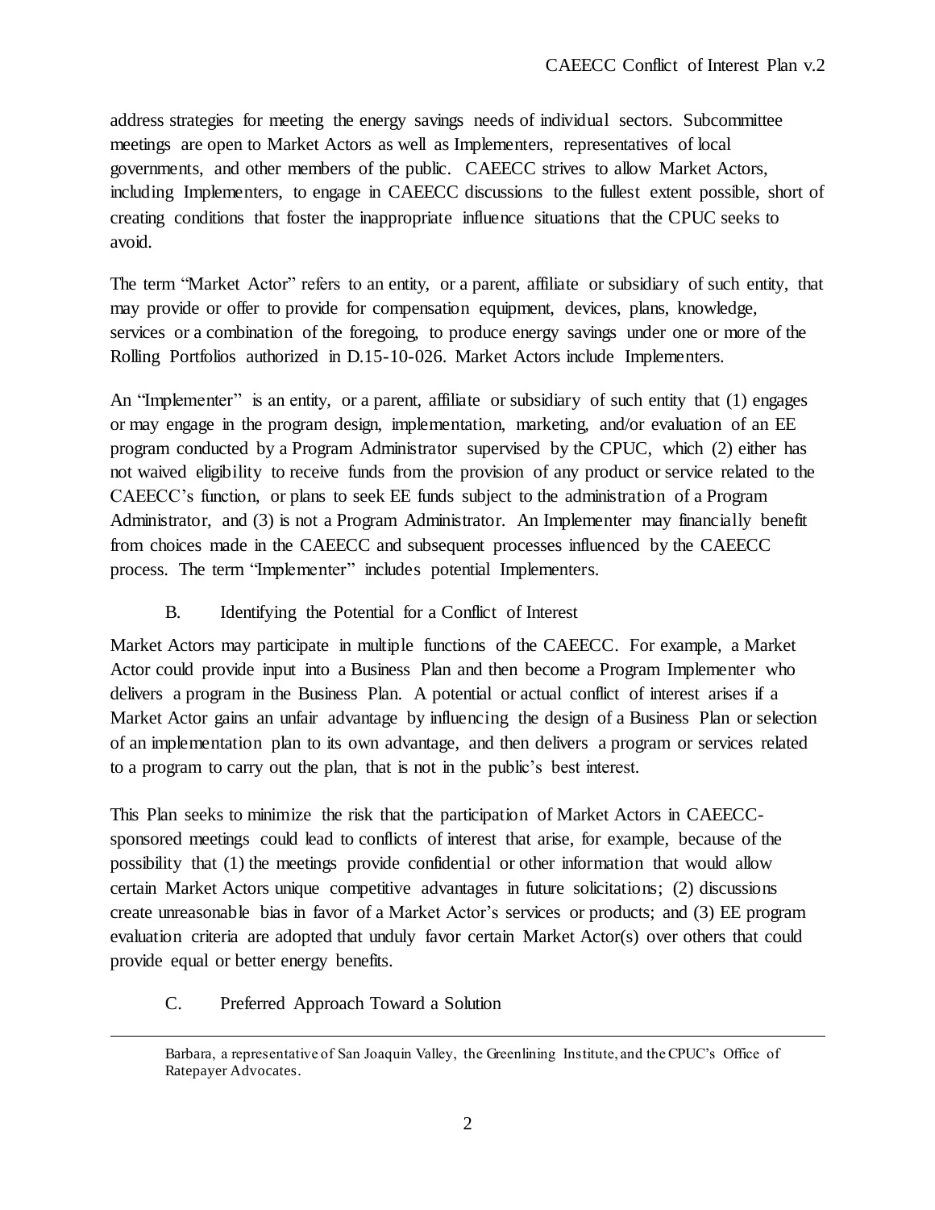address strategies for meeting the energy savings needs of individual sectors. Subcommittee meetings are open to Market Actors as well as Implementers, representatives of local governments, and other members of the public. CAEECC strives to allow Market Actors, including Implementers, to engage in CAEECC discussions to the fullest extent possible, short of creating conditions that foster the inappropriate influence situations that the CPUC seeks to avoid.

The term "Market Actor" refers to an entity, or a parent, affiliate or subsidiary of such entity, that may provide or offer to provide for compensation equipment, devices, plans, knowledge, services or a combination of the foregoing, to produce energy savings under one or more of the Rolling Portfolios authorized in D.15-10-026. Market Actors include Implementers.

An "Implementer" is an entity, or a parent, affiliate or subsidiary of such entity that (1) engages or may engage in the program design, implementation, marketing, and/or evaluation of an EE program conducted by a Program Administrator supervised by the CPUC, which (2) either has not waived eligibility to receive funds from the provision of any product or service related to the CAEECC's function, or plans to seek EE funds subject to the administration of a Program Administrator, and (3) is not a Program Administrator. An Implementer may financially benefit from choices made in the CAEECC and subsequent processes influenced by the CAEECC process. The term "Implementer" includes potential Implementers.

### B. Identifying the Potential for a Conflict of Interest

Market Actors may participate in multiple functions of the CAEECC. For example, a Market Actor could provide input into a Business Plan and then become a Program Implementer who delivers a program in the Business Plan. A potential or actual conflict of interest arises if a Market Actor gains an unfair advantage by influencing the design of a Business Plan or selection of an implementation plan to its own advantage, and then delivers a program or services related to a program to carry out the plan, that is not in the public's best interest.

This Plan seeks to minimize the risk that the participation of Market Actors in CAEECC-sponsored meetings could lead to conflicts of interest that arise, for example, because of the possibility that (1) the meetings provide confidential or other information that would allow certain Market Actors unique competitive advantages in future solicitations; (2) discussions create unreasonable bias in favor of a Market Actor's services or products; and (3) EE program evaluation criteria are adopted that unduly favor certain Market Actor(s) over others that could provide equal or better energy benefits.

### C. Preferred Approach Toward a Solution

---

Barbara, a representative of San Joaquin Valley, the Greenlining Institute, and the CPUC's Office of Ratepayer Advocates.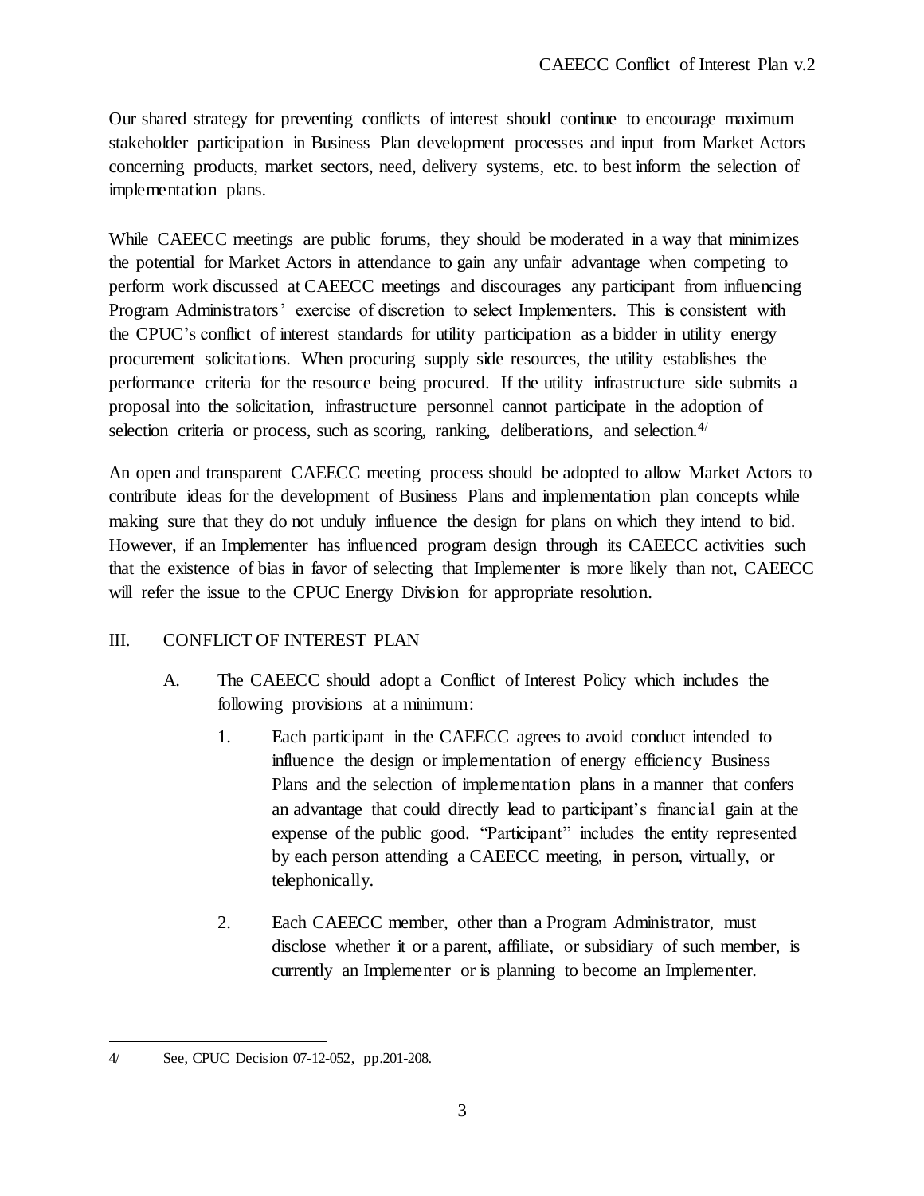Our shared strategy for preventing conflicts of interest should continue to encourage maximum stakeholder participation in Business Plan development processes and input from Market Actors concerning products, market sectors, need, delivery systems, etc. to best inform the selection of implementation plans.

While CAEECC meetings are public forums, they should be moderated in a way that minimizes the potential for Market Actors in attendance to gain any unfair advantage when competing to perform work discussed at CAEECC meetings and discourages any participant from influencing Program Administrators' exercise of discretion to select Implementers. This is consistent with the CPUC's conflict of interest standards for utility participation as a bidder in utility energy procurement solicitations. When procuring supply side resources, the utility establishes the performance criteria for the resource being procured. If the utility infrastructure side submits a proposal into the solicitation, infrastructure personnel cannot participate in the adoption of selection criteria or process, such as scoring, ranking, deliberations, and selection.[4/]

An open and transparent CAEECC meeting process should be adopted to allow Market Actors to contribute ideas for the development of Business Plans and implementation plan concepts while making sure that they do not unduly influence the design for plans on which they intend to bid. However, if an Implementer has influenced program design through its CAEECC activities such that the existence of bias in favor of selecting that Implementer is more likely than not, CAEECC will refer the issue to the CPUC Energy Division for appropriate resolution.

## III. CONFLICT OF INTEREST PLAN

A. The CAEECC should adopt a Conflict of Interest Policy which includes the following provisions at a minimum:

1. Each participant in the CAEECC agrees to avoid conduct intended to influence the design or implementation of energy efficiency Business Plans and the selection of implementation plans in a manner that confers an advantage that could directly lead to participant's financial gain at the expense of the public good. "Participant" includes the entity represented by each person attending a CAEECC meeting, in person, virtually, or telephonically.

2. Each CAEECC member, other than a Program Administrator, must disclose whether it or a parent, affiliate, or subsidiary of such member, is currently an Implementer or is planning to become an Implementer.

---

4/ See, CPUC Decision 07-12-052, pp.201-208.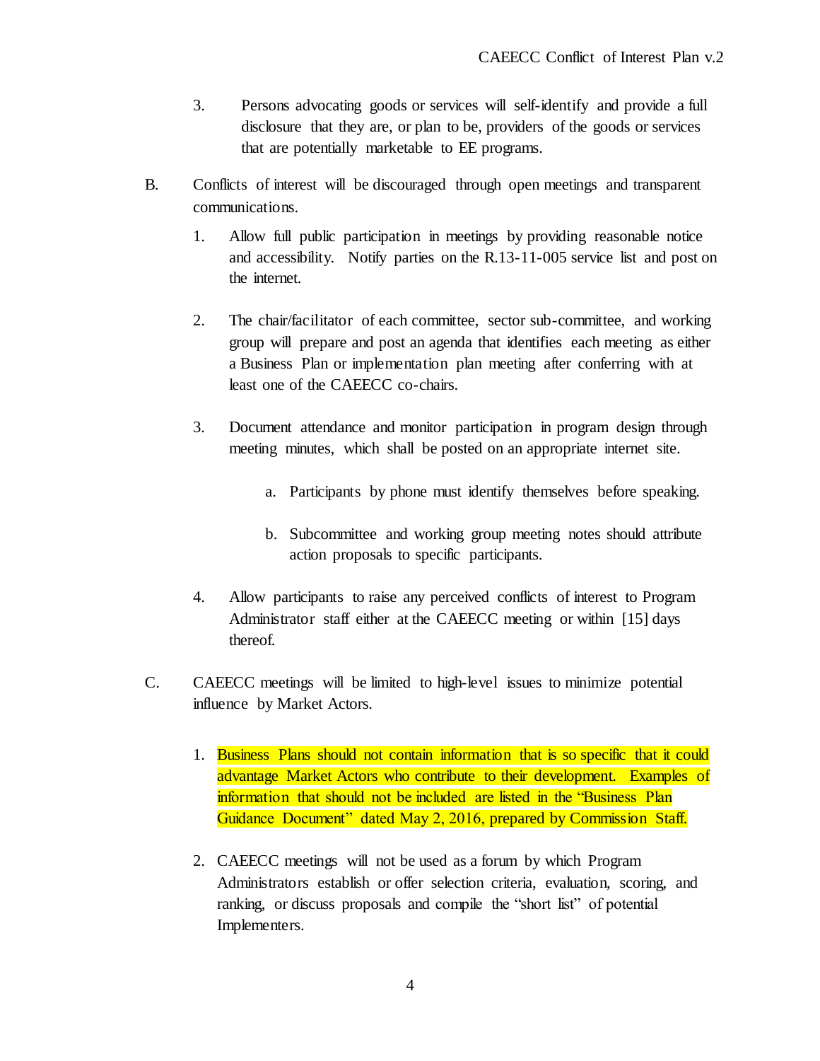3. Persons advocating goods or services will self-identify and provide a full disclosure that they are, or plan to be, providers of the goods or services that are potentially marketable to EE programs.

B. Conflicts of interest will be discouraged through open meetings and transparent communications.

   1. Allow full public participation in meetings by providing reasonable notice and accessibility. Notify parties on the R.13-11-005 service list and post on the internet.

   2. The chair/facilitator of each committee, sector sub-committee, and working group will prepare and post an agenda that identifies each meeting as either a Business Plan or implementation plan meeting after conferring with at least one of the CAEECC co-chairs.

   3. Document attendance and monitor participation in program design through meeting minutes, which shall be posted on an appropriate internet site.

      a. Participants by phone must identify themselves before speaking.

      b. Subcommittee and working group meeting notes should attribute action proposals to specific participants.

   4. Allow participants to raise any perceived conflicts of interest to Program Administrator staff either at the CAEECC meeting or within [15] days thereof.

C. CAEECC meetings will be limited to high-level issues to minimize potential influence by Market Actors.

   1. Business Plans should not contain information that is so specific that it could advantage Market Actors who contribute to their development. Examples of information that should not be included are listed in the "Business Plan Guidance Document" dated May 2, 2016, prepared by Commission Staff.

   2. CAEECC meetings will not be used as a forum by which Program Administrators establish or offer selection criteria, evaluation, scoring, and ranking, or discuss proposals and compile the "short list" of potential Implementers.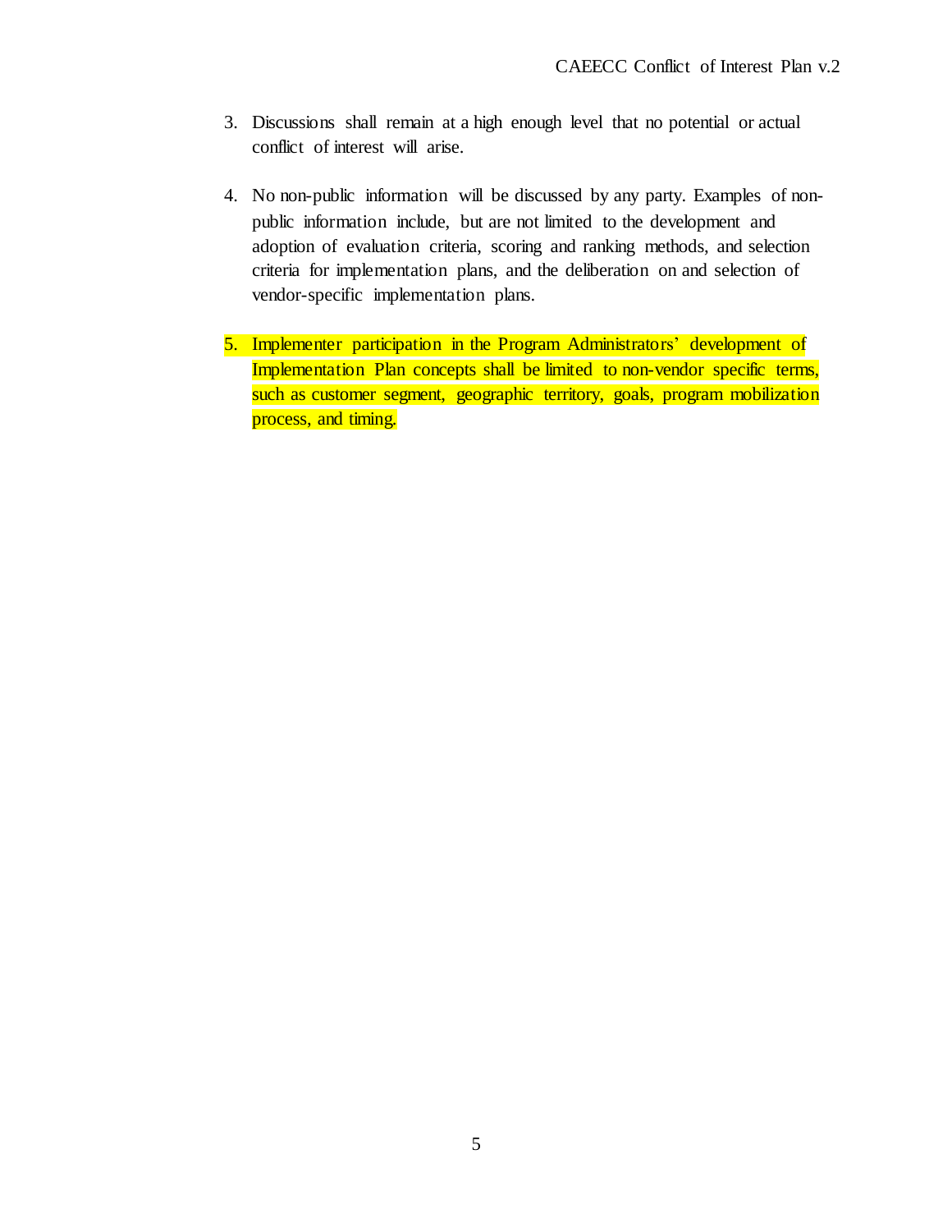3. Discussions shall remain at a high enough level that no potential or actual conflict of interest will arise.

4. No non-public information will be discussed by any party. Examples of non-public information include, but are not limited to the development and adoption of evaluation criteria, scoring and ranking methods, and selection criteria for implementation plans, and the deliberation on and selection of vendor-specific implementation plans.

5. Implementer participation in the Program Administrators' development of Implementation Plan concepts shall be limited to non-vendor specific terms, such as customer segment, geographic territory, goals, program mobilization process, and timing.